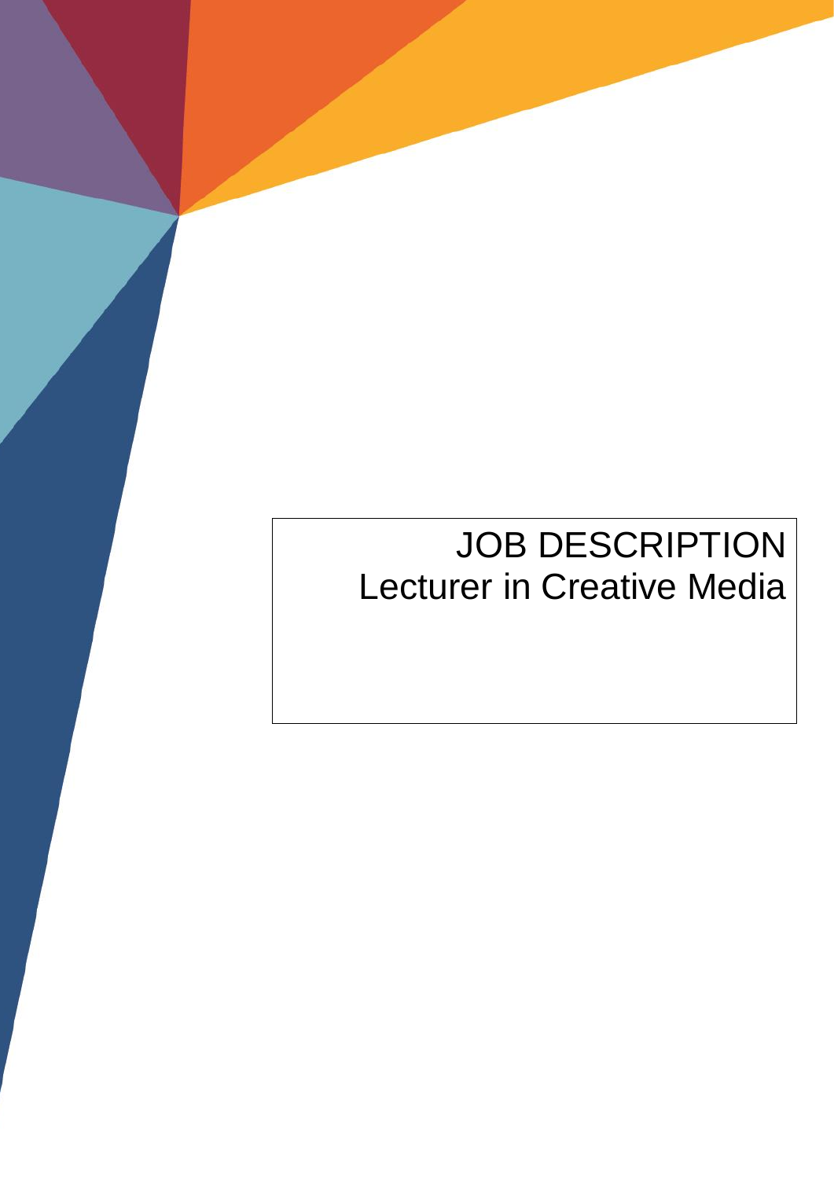# JOB DESCRIPTION
## Lecturer in Creative Media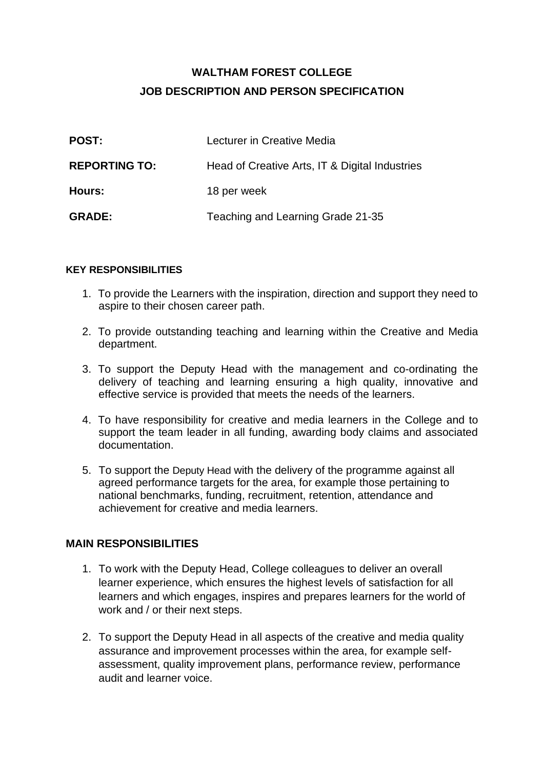**WALTHAM FOREST COLLEGE**
**JOB DESCRIPTION AND PERSON SPECIFICATION**

| | |
|---|---|
| **POST:** | Lecturer in Creative Media |
| **REPORTING TO:** | Head of Creative Arts, IT & Digital Industries |
| **Hours:** | 18 per week |
| **GRADE:** | Teaching and Learning Grade 21-35 |

## KEY RESPONSIBILITIES

1. To provide the Learners with the inspiration, direction and support they need to aspire to their chosen career path.
2. To provide outstanding teaching and learning within the Creative and Media department.
3. To support the Deputy Head with the management and co-ordinating the delivery of teaching and learning ensuring a high quality, innovative and effective service is provided that meets the needs of the learners.
4. To have responsibility for creative and media learners in the College and to support the team leader in all funding, awarding body claims and associated documentation.
5. To support the Deputy Head with the delivery of the programme against all agreed performance targets for the area, for example those pertaining to national benchmarks, funding, recruitment, retention, attendance and achievement for creative and media learners.

## MAIN RESPONSIBILITIES

1. To work with the Deputy Head, College colleagues to deliver an overall learner experience, which ensures the highest levels of satisfaction for all learners and which engages, inspires and prepares learners for the world of work and / or their next steps.
2. To support the Deputy Head in all aspects of the creative and media quality assurance and improvement processes within the area, for example self-assessment, quality improvement plans, performance review, performance audit and learner voice.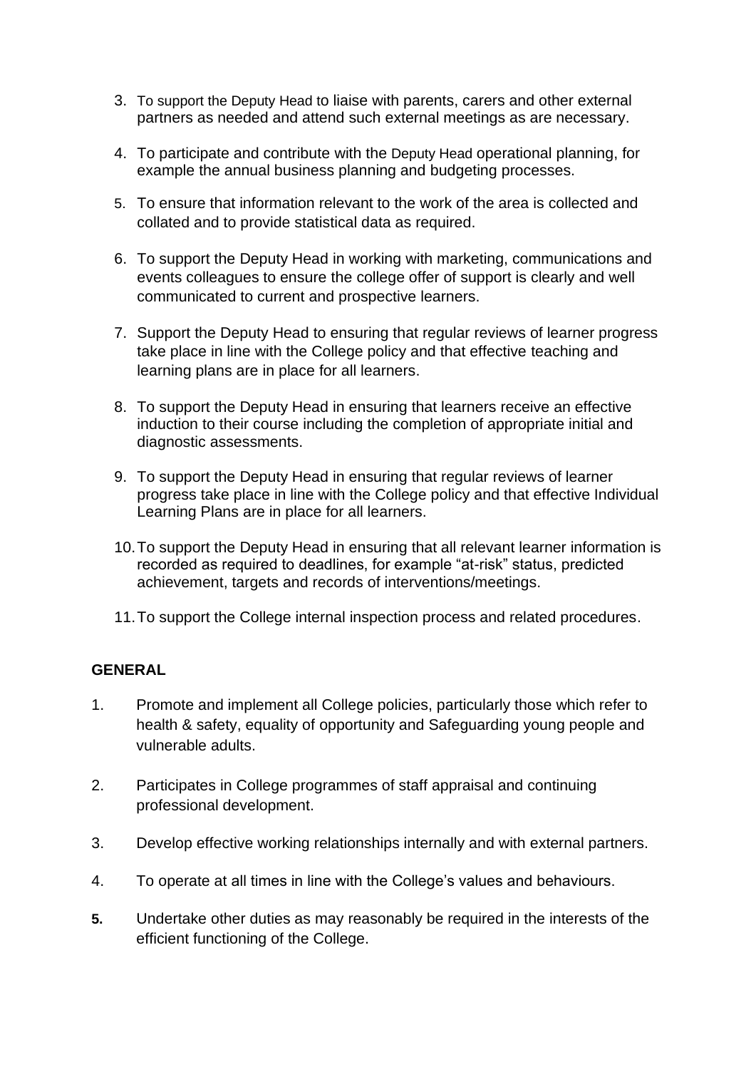3. To support the Deputy Head to liaise with parents, carers and other external partners as needed and attend such external meetings as are necessary.
4. To participate and contribute with the Deputy Head operational planning, for example the annual business planning and budgeting processes.
5. To ensure that information relevant to the work of the area is collected and collated and to provide statistical data as required.
6. To support the Deputy Head in working with marketing, communications and events colleagues to ensure the college offer of support is clearly and well communicated to current and prospective learners.
7. Support the Deputy Head to ensuring that regular reviews of learner progress take place in line with the College policy and that effective teaching and learning plans are in place for all learners.
8. To support the Deputy Head in ensuring that learners receive an effective induction to their course including the completion of appropriate initial and diagnostic assessments.
9. To support the Deputy Head in ensuring that regular reviews of learner progress take place in line with the College policy and that effective Individual Learning Plans are in place for all learners.
10. To support the Deputy Head in ensuring that all relevant learner information is recorded as required to deadlines, for example “at-risk” status, predicted achievement, targets and records of interventions/meetings.
11. To support the College internal inspection process and related procedures.

**GENERAL**

1. Promote and implement all College policies, particularly those which refer to health & safety, equality of opportunity and Safeguarding young people and vulnerable adults.
2. Participates in College programmes of staff appraisal and continuing professional development.
3. Develop effective working relationships internally and with external partners.
4. To operate at all times in line with the College’s values and behaviours.
5. Undertake other duties as may reasonably be required in the interests of the efficient functioning of the College.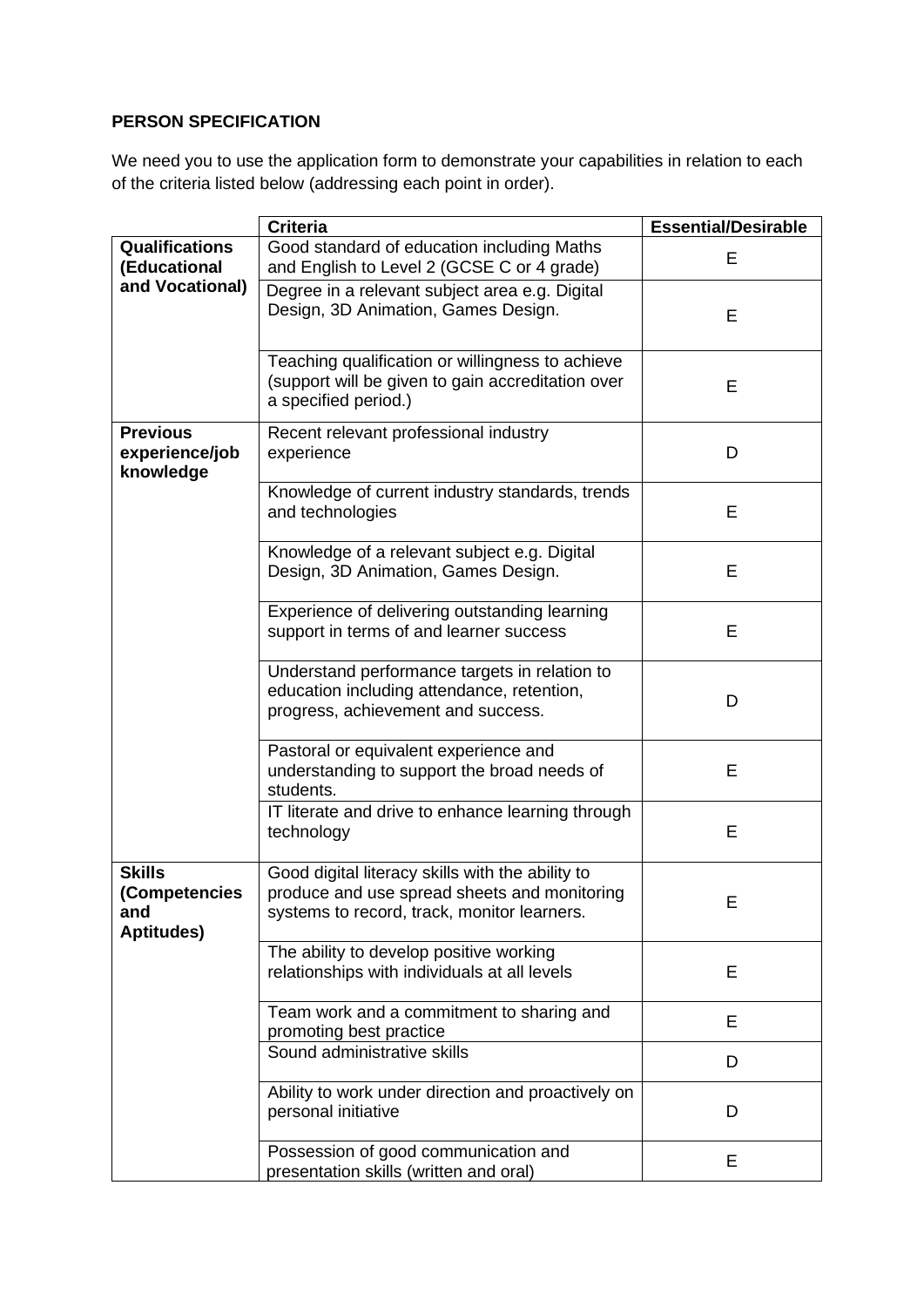**PERSON SPECIFICATION**

We need you to use the application form to demonstrate your capabilities in relation to each of the criteria listed below (addressing each point in order).

| | Criteria | Essential/Desirable |
|---|---|---|
| **Qualifications (Educational and Vocational)** | Good standard of education including Maths and English to Level 2 (GCSE C or 4 grade) | E |
| | Degree in a relevant subject area e.g. Digital Design, 3D Animation, Games Design. | E |
| | Teaching qualification or willingness to achieve (support will be given to gain accreditation over a specified period.) | E |
| **Previous experience/job knowledge** | Recent relevant professional industry experience | D |
| | Knowledge of current industry standards, trends and technologies | E |
| | Knowledge of a relevant subject e.g. Digital Design, 3D Animation, Games Design. | E |
| | Experience of delivering outstanding learning support in terms of and learner success | E |
| | Understand performance targets in relation to education including attendance, retention, progress, achievement and success. | D |
| | Pastoral or equivalent experience and understanding to support the broad needs of students. | E |
| | IT literate and drive to enhance learning through technology | E |
| **Skills (Competencies and Aptitudes)** | Good digital literacy skills with the ability to produce and use spread sheets and monitoring systems to record, track, monitor learners. | E |
| | The ability to develop positive working relationships with individuals at all levels | E |
| | Team work and a commitment to sharing and promoting best practice | E |
| | Sound administrative skills | D |
| | Ability to work under direction and proactively on personal initiative | D |
| | Possession of good communication and presentation skills (written and oral) | E |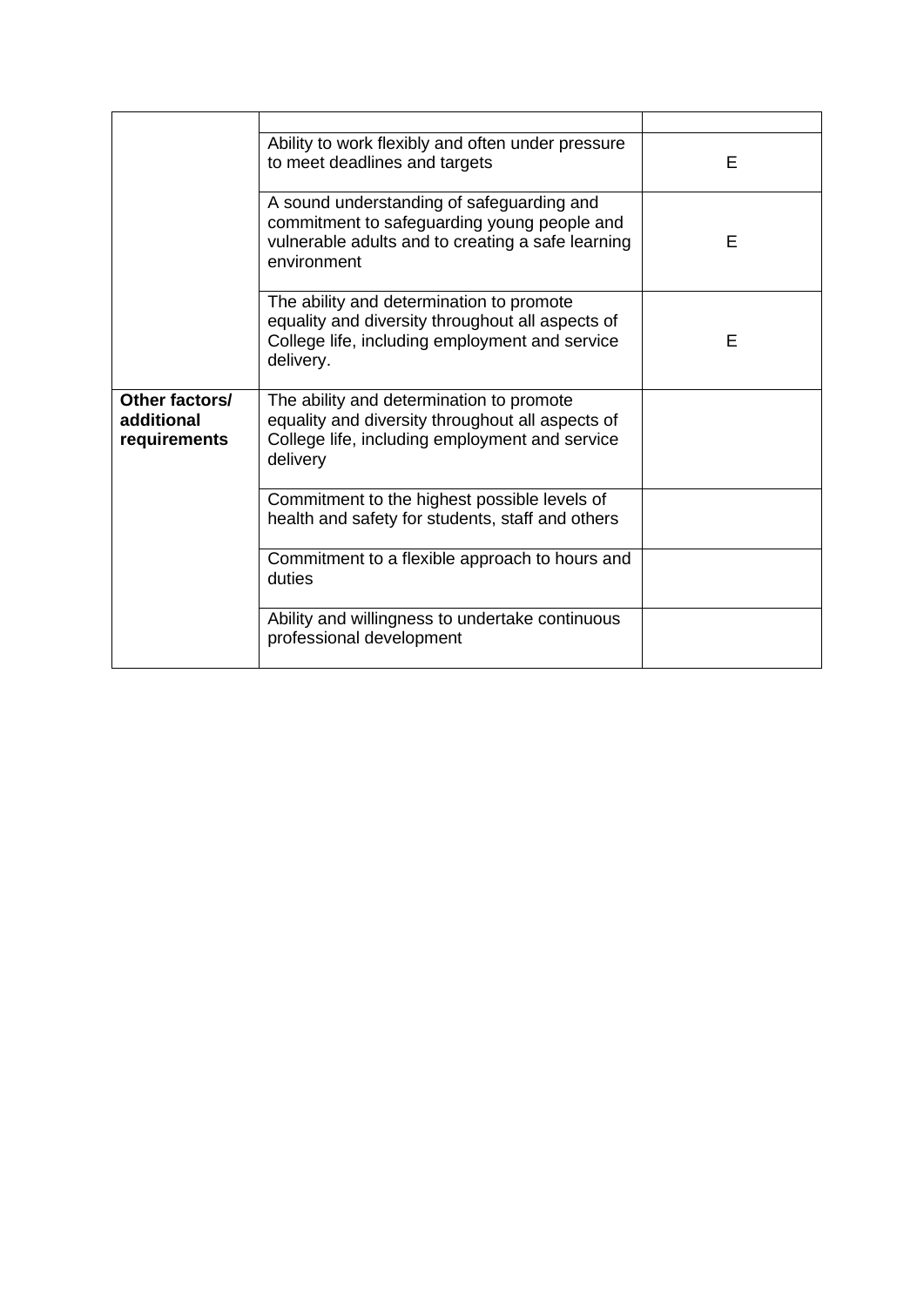| | | |
|---|---|---|
| | | |
| | Ability to work flexibly and often under pressure to meet deadlines and targets | E |
| | A sound understanding of safeguarding and commitment to safeguarding young people and vulnerable adults and to creating a safe learning environment | E |
| | The ability and determination to promote equality and diversity throughout all aspects of College life, including employment and service delivery. | E |
| **Other factors/ additional requirements** | The ability and determination to promote equality and diversity throughout all aspects of College life, including employment and service delivery | |
| | Commitment to the highest possible levels of health and safety for students, staff and others | |
| | Commitment to a flexible approach to hours and duties | |
| | Ability and willingness to undertake continuous professional development | |